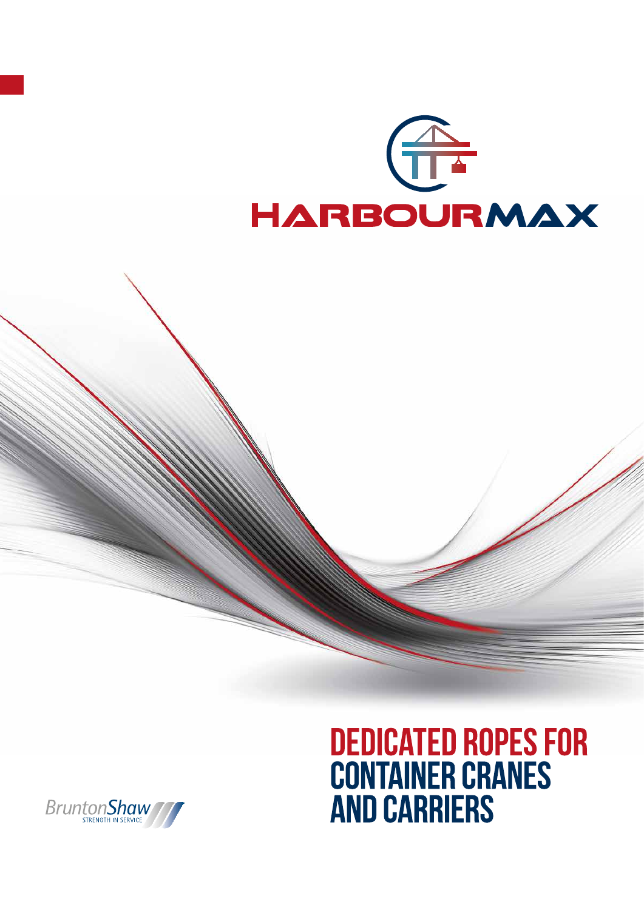# HARBOURMAX

# DEDICATED ROPES FOR CONTAINER CRANES AND CARRIERS

BruntonShaw
STRENGTH IN SERVICE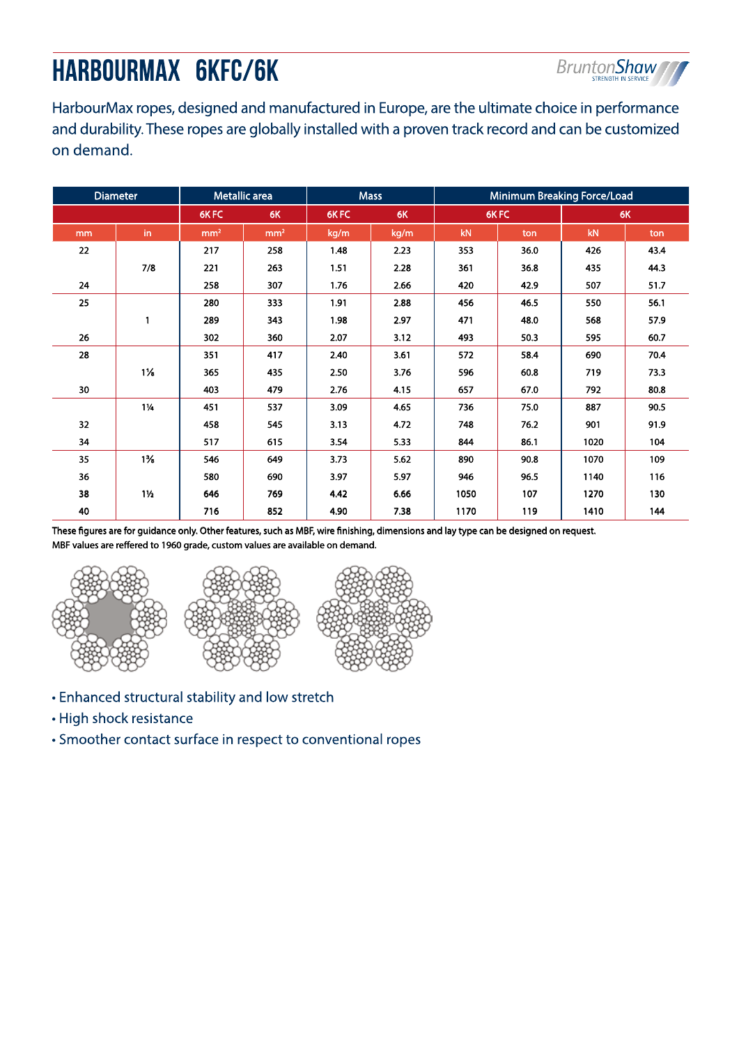# HARBOURMAX 6KFC/6K

HarbourMax ropes, designed and manufactured in Europe, are the ultimate choice in performance and durability. These ropes are globally installed with a proven track record and can be customized on demand.

| Diameter | | Metallic area | | Mass | | Minimum Breaking Force/Load | | | |
|---|---|---|---|---|---|---|---|---|---|
| | | 6K FC | 6K | 6K FC | 6K | 6K FC | | 6K | |
| mm | in | mm² | mm² | kg/m | kg/m | kN | ton | kN | ton |
| 22 | | 217 | 258 | 1.48 | 2.23 | 353 | 36.0 | 426 | 43.4 |
| | 7/8 | 221 | 263 | 1.51 | 2.28 | 361 | 36.8 | 435 | 44.3 |
| 24 | | 258 | 307 | 1.76 | 2.66 | 420 | 42.9 | 507 | 51.7 |
| 25 | | 280 | 333 | 1.91 | 2.88 | 456 | 46.5 | 550 | 56.1 |
| | 1 | 289 | 343 | 1.98 | 2.97 | 471 | 48.0 | 568 | 57.9 |
| 26 | | 302 | 360 | 2.07 | 3.12 | 493 | 50.3 | 595 | 60.7 |
| 28 | | 351 | 417 | 2.40 | 3.61 | 572 | 58.4 | 690 | 70.4 |
| | 1⅛ | 365 | 435 | 2.50 | 3.76 | 596 | 60.8 | 719 | 73.3 |
| 30 | | 403 | 479 | 2.76 | 4.15 | 657 | 67.0 | 792 | 80.8 |
| | 1¼ | 451 | 537 | 3.09 | 4.65 | 736 | 75.0 | 887 | 90.5 |
| 32 | | 458 | 545 | 3.13 | 4.72 | 748 | 76.2 | 901 | 91.9 |
| 34 | | 517 | 615 | 3.54 | 5.33 | 844 | 86.1 | 1020 | 104 |
| 35 | 1⅜ | 546 | 649 | 3.73 | 5.62 | 890 | 90.8 | 1070 | 109 |
| 36 | | 580 | 690 | 3.97 | 5.97 | 946 | 96.5 | 1140 | 116 |
| 38 | 1½ | 646 | 769 | 4.42 | 6.66 | 1050 | 107 | 1270 | 130 |
| 40 | | 716 | 852 | 4.90 | 7.38 | 1170 | 119 | 1410 | 144 |

These figures are for guidance only. Other features, such as MBF, wire finishing, dimensions and lay type can be designed on request.
MBF values are reffered to 1960 grade, custom values are available on demand.

- Enhanced structural stability and low stretch
- High shock resistance
- Smoother contact surface in respect to conventional ropes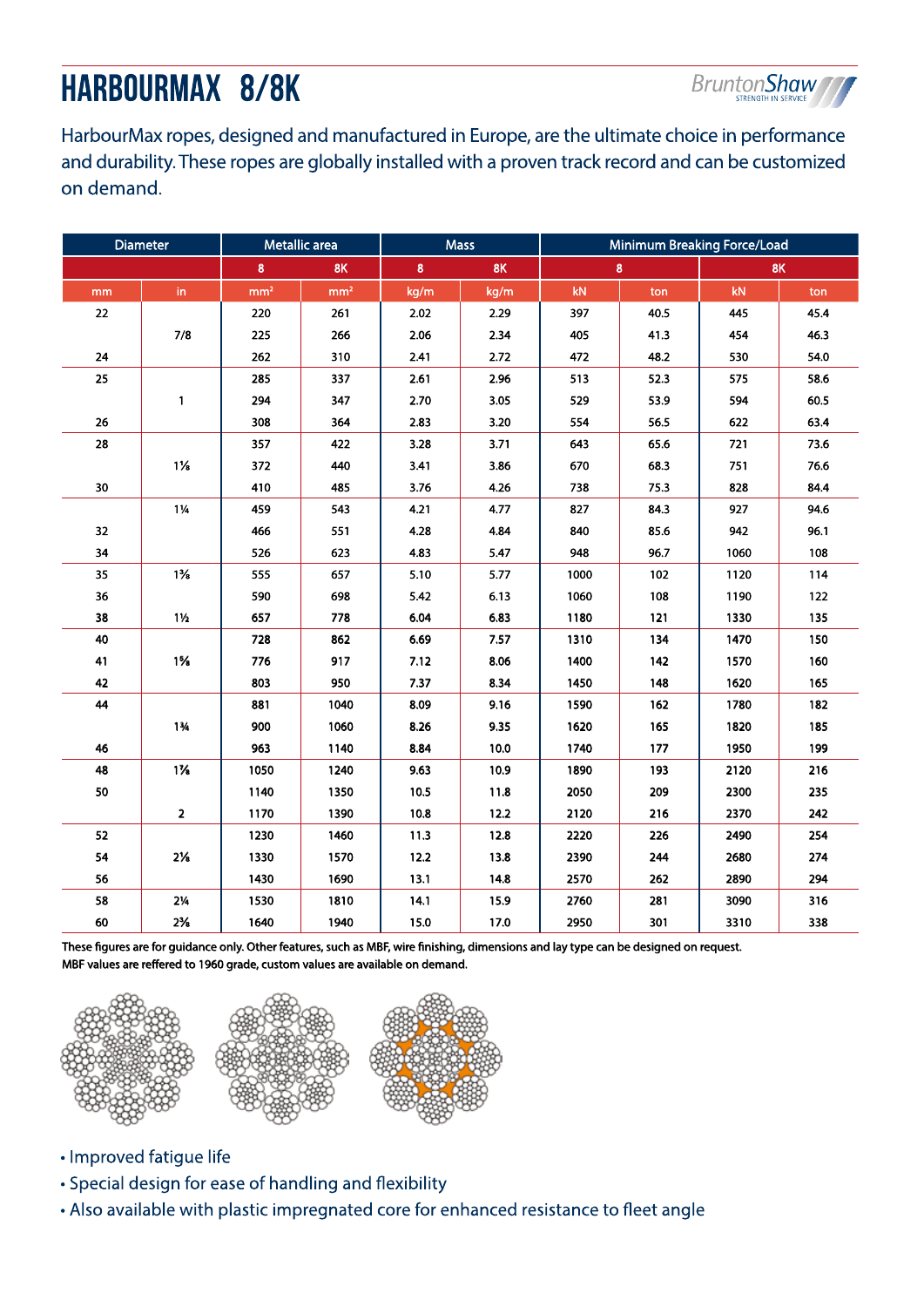# HARBOURMAX 8/8K

HarbourMax ropes, designed and manufactured in Europe, are the ultimate choice in performance and durability. These ropes are globally installed with a proven track record and can be customized on demand.

| Diameter | | Metallic area | | Mass | | Minimum Breaking Force/Load | | | |
|---|---|---|---|---|---|---|---|---|---|
| | | 8 | 8K | 8 | 8K | 8 | | 8K | |
| mm | in | mm² | mm² | kg/m | kg/m | kN | ton | kN | ton |
| 22 | | 220 | 261 | 2.02 | 2.29 | 397 | 40.5 | 445 | 45.4 |
| | 7/8 | 225 | 266 | 2.06 | 2.34 | 405 | 41.3 | 454 | 46.3 |
| 24 | | 262 | 310 | 2.41 | 2.72 | 472 | 48.2 | 530 | 54.0 |
| 25 | | 285 | 337 | 2.61 | 2.96 | 513 | 52.3 | 575 | 58.6 |
| | 1 | 294 | 347 | 2.70 | 3.05 | 529 | 53.9 | 594 | 60.5 |
| 26 | | 308 | 364 | 2.83 | 3.20 | 554 | 56.5 | 622 | 63.4 |
| 28 | | 357 | 422 | 3.28 | 3.71 | 643 | 65.6 | 721 | 73.6 |
| | 1⅛ | 372 | 440 | 3.41 | 3.86 | 670 | 68.3 | 751 | 76.6 |
| 30 | | 410 | 485 | 3.76 | 4.26 | 738 | 75.3 | 828 | 84.4 |
| | 1¼ | 459 | 543 | 4.21 | 4.77 | 827 | 84.3 | 927 | 94.6 |
| 32 | | 466 | 551 | 4.28 | 4.84 | 840 | 85.6 | 942 | 96.1 |
| 34 | | 526 | 623 | 4.83 | 5.47 | 948 | 96.7 | 1060 | 108 |
| 35 | 1⅜ | 555 | 657 | 5.10 | 5.77 | 1000 | 102 | 1120 | 114 |
| 36 | | 590 | 698 | 5.42 | 6.13 | 1060 | 108 | 1190 | 122 |
| 38 | 1½ | 657 | 778 | 6.04 | 6.83 | 1180 | 121 | 1330 | 135 |
| 40 | | 728 | 862 | 6.69 | 7.57 | 1310 | 134 | 1470 | 150 |
| 41 | 1⅝ | 776 | 917 | 7.12 | 8.06 | 1400 | 142 | 1570 | 160 |
| 42 | | 803 | 950 | 7.37 | 8.34 | 1450 | 148 | 1620 | 165 |
| 44 | | 881 | 1040 | 8.09 | 9.16 | 1590 | 162 | 1780 | 182 |
| | 1¾ | 900 | 1060 | 8.26 | 9.35 | 1620 | 165 | 1820 | 185 |
| 46 | | 963 | 1140 | 8.84 | 10.0 | 1740 | 177 | 1950 | 199 |
| 48 | 1⅞ | 1050 | 1240 | 9.63 | 10.9 | 1890 | 193 | 2120 | 216 |
| 50 | | 1140 | 1350 | 10.5 | 11.8 | 2050 | 209 | 2300 | 235 |
| | 2 | 1170 | 1390 | 10.8 | 12.2 | 2120 | 216 | 2370 | 242 |
| 52 | | 1230 | 1460 | 11.3 | 12.8 | 2220 | 226 | 2490 | 254 |
| 54 | 2⅛ | 1330 | 1570 | 12.2 | 13.8 | 2390 | 244 | 2680 | 274 |
| 56 | | 1430 | 1690 | 13.1 | 14.8 | 2570 | 262 | 2890 | 294 |
| 58 | 2¼ | 1530 | 1810 | 14.1 | 15.9 | 2760 | 281 | 3090 | 316 |
| 60 | 2⅜ | 1640 | 1940 | 15.0 | 17.0 | 2950 | 301 | 3310 | 338 |

These figures are for guidance only. Other features, such as MBF, wire finishing, dimensions and lay type can be designed on request.
MBF values are reffered to 1960 grade, custom values are available on demand.

- Improved fatigue life
- Special design for ease of handling and flexibility
- Also available with plastic impregnated core for enhanced resistance to fleet angle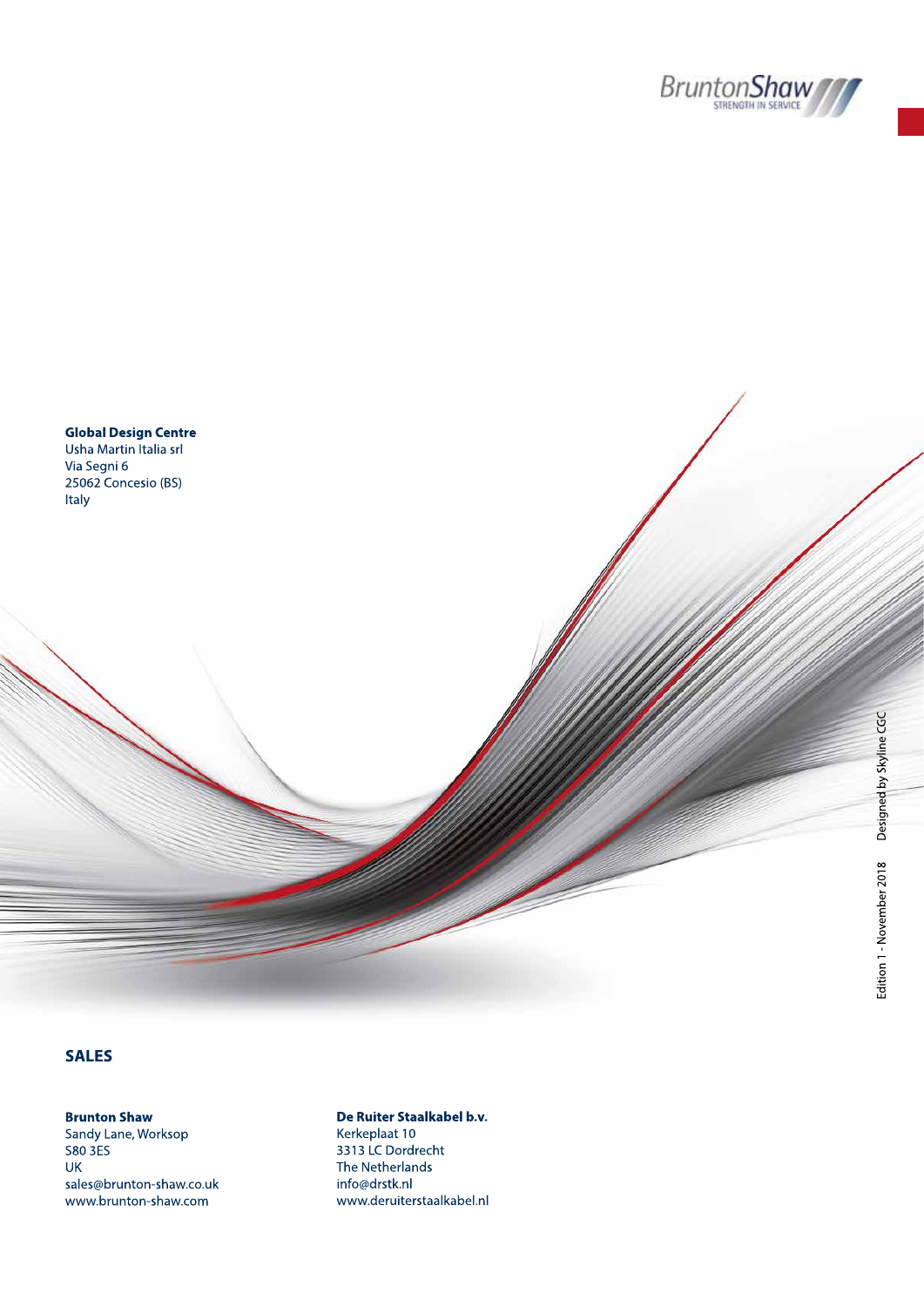BruntonShaw
STRENGTH IN SERVICE

**Global Design Centre**
Usha Martin Italia srl
Via Segni 6
25062 Concesio (BS)
Italy

Edition 1 - November 2018    Designed by Skyline CGC

## SALES

**Brunton Shaw**
Sandy Lane, Worksop
S80 3ES
UK
sales@brunton-shaw.co.uk
www.brunton-shaw.com

**De Ruiter Staalkabel b.v.**
Kerkeplaat 10
3313 LC Dordrecht
The Netherlands
info@drstk.nl
www.deruiterstaalkabel.nl